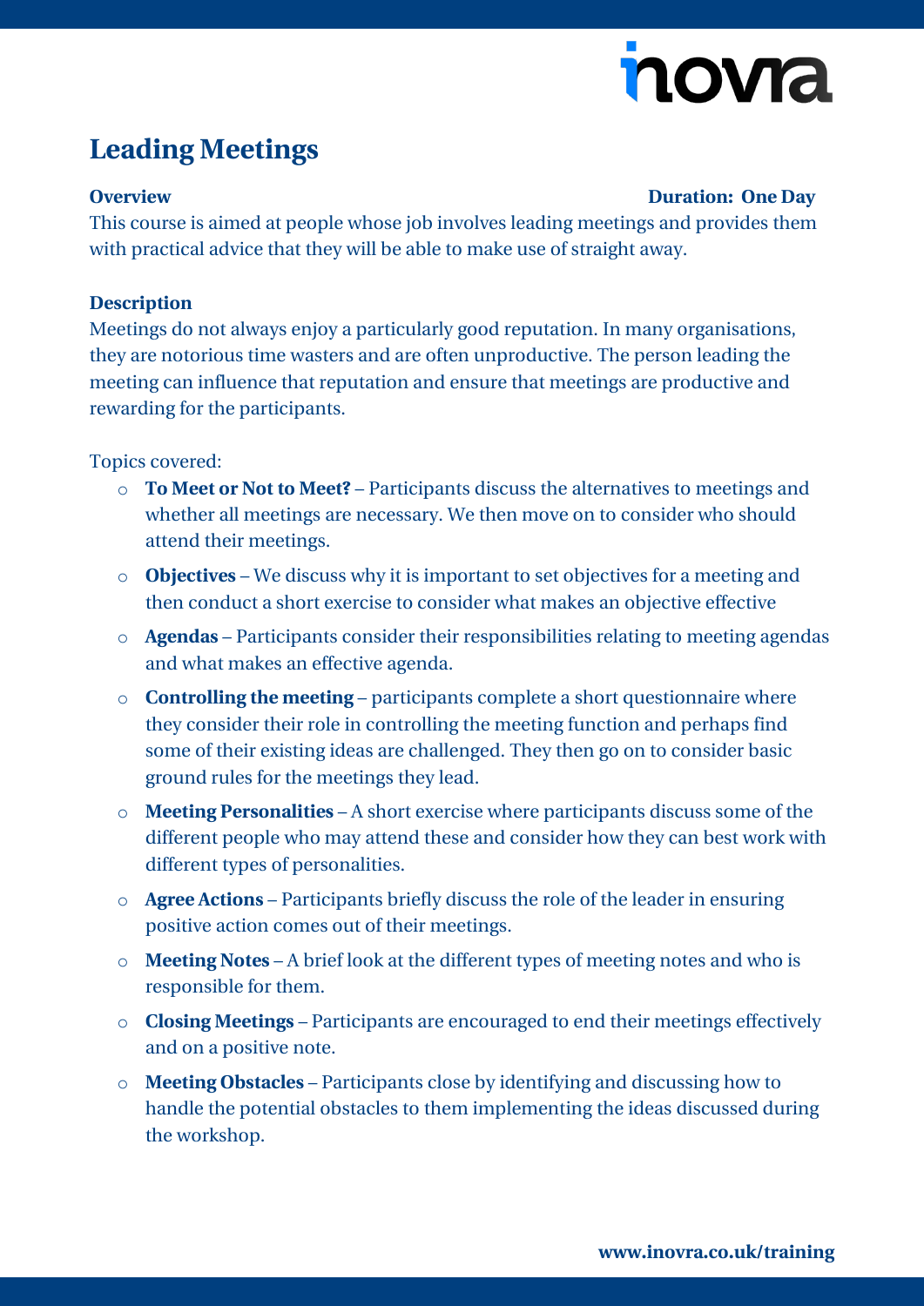# Leading Meetings

**Overview** **Duration: One Day**

This course is aimed at people whose job involves leading meetings and provides them with practical advice that they will be able to make use of straight away.

**Description**

Meetings do not always enjoy a particularly good reputation. In many organisations, they are notorious time wasters and are often unproductive. The person leading the meeting can influence that reputation and ensure that meetings are productive and rewarding for the participants.

Topics covered:

- **To Meet or Not to Meet?** – Participants discuss the alternatives to meetings and whether all meetings are necessary. We then move on to consider who should attend their meetings.
- **Objectives** – We discuss why it is important to set objectives for a meeting and then conduct a short exercise to consider what makes an objective effective
- **Agendas** – Participants consider their responsibilities relating to meeting agendas and what makes an effective agenda.
- **Controlling the meeting** – participants complete a short questionnaire where they consider their role in controlling the meeting function and perhaps find some of their existing ideas are challenged. They then go on to consider basic ground rules for the meetings they lead.
- **Meeting Personalities** – A short exercise where participants discuss some of the different people who may attend these and consider how they can best work with different types of personalities.
- **Agree Actions** – Participants briefly discuss the role of the leader in ensuring positive action comes out of their meetings.
- **Meeting Notes** – A brief look at the different types of meeting notes and who is responsible for them.
- **Closing Meetings** – Participants are encouraged to end their meetings effectively and on a positive note.
- **Meeting Obstacles** – Participants close by identifying and discussing how to handle the potential obstacles to them implementing the ideas discussed during the workshop.

**www.inovra.co.uk/training**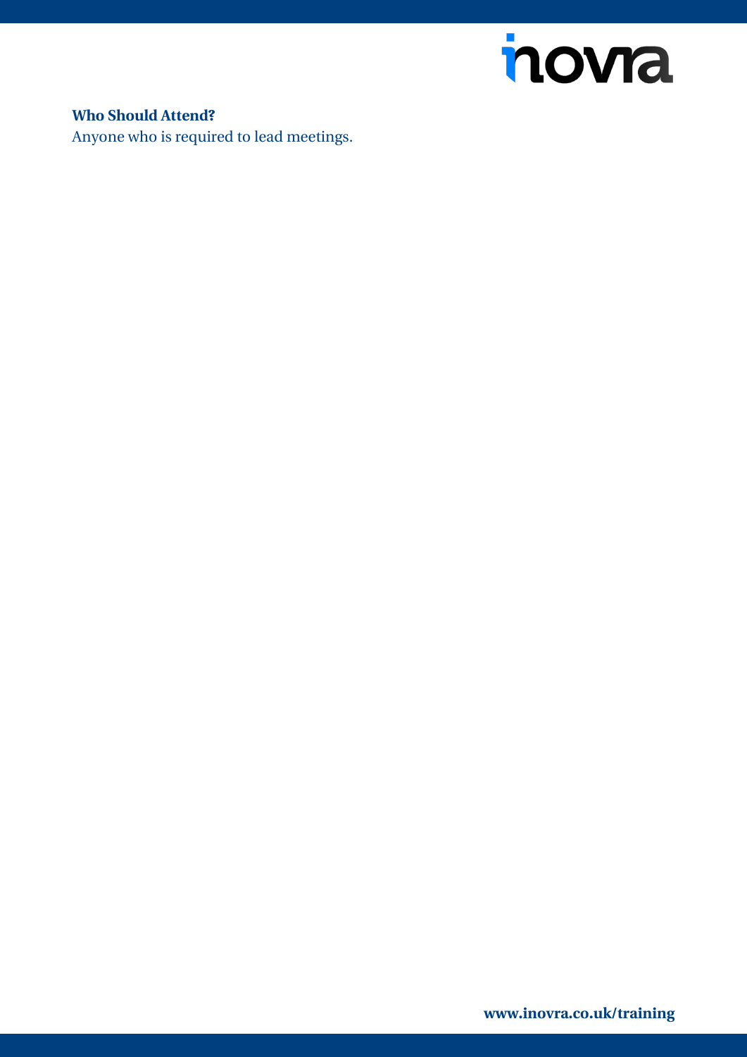**Who Should Attend?**

Anyone who is required to lead meetings.